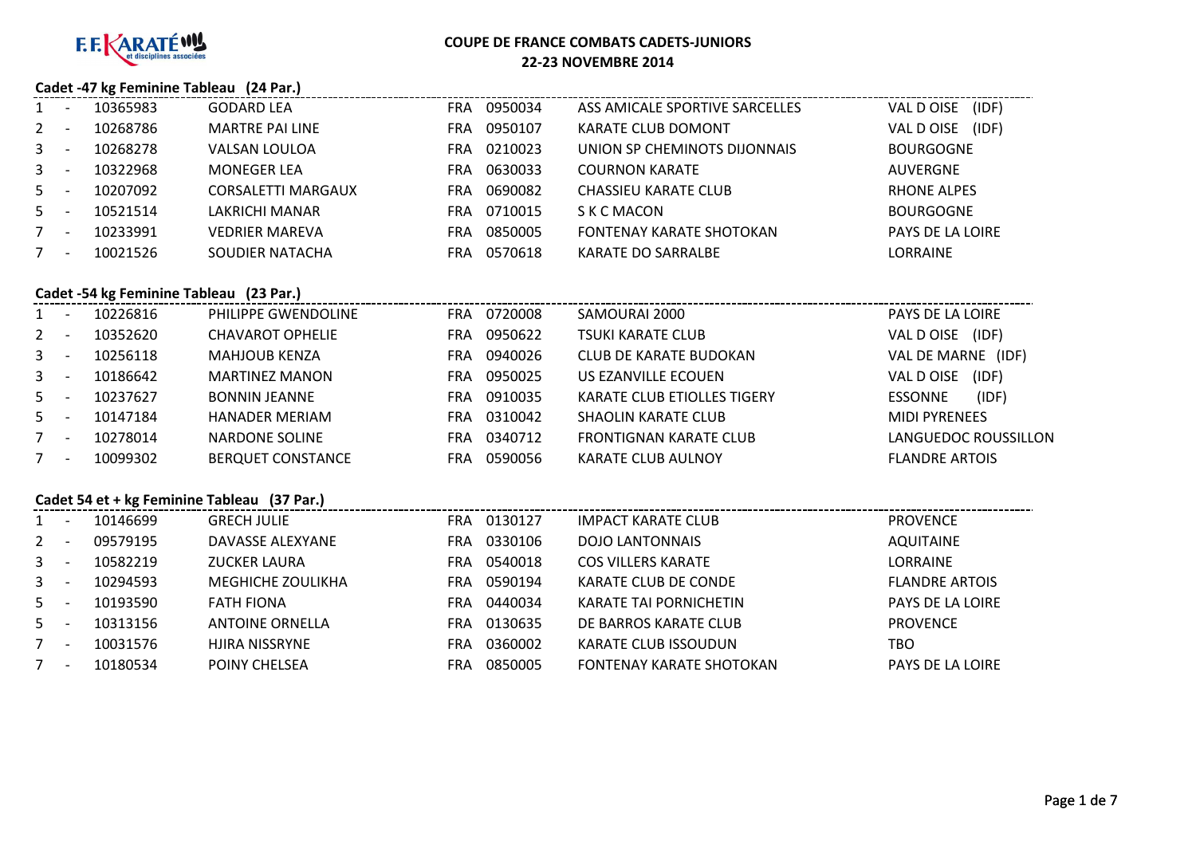F.F. KARATÉ et disciplines associées

# COUPE DE FRANCE COMBATS CADETS-JUNIORS
## 22-23 NOVEMBRE 2014

### Cadet -47 kg Feminine Tableau (24 Par.)

| | | | | | | | |
|---|---|---|---|---|---|---|---|
| 1 | - | 10365983 | GODARD LEA | FRA | 0950034 | ASS AMICALE SPORTIVE SARCELLES | VAL D OISE (IDF) |
| 2 | - | 10268786 | MARTRE PAI LINE | FRA | 0950107 | KARATE CLUB DOMONT | VAL D OISE (IDF) |
| 3 | - | 10268278 | VALSAN LOULOA | FRA | 0210023 | UNION SP CHEMINOTS DIJONNAIS | BOURGOGNE |
| 3 | - | 10322968 | MONEGER LEA | FRA | 0630033 | COURNON KARATE | AUVERGNE |
| 5 | - | 10207092 | CORSALETTI MARGAUX | FRA | 0690082 | CHASSIEU KARATE CLUB | RHONE ALPES |
| 5 | - | 10521514 | LAKRICHI MANAR | FRA | 0710015 | S K C MACON | BOURGOGNE |
| 7 | - | 10233991 | VEDRIER MAREVA | FRA | 0850005 | FONTENAY KARATE SHOTOKAN | PAYS DE LA LOIRE |
| 7 | - | 10021526 | SOUDIER NATACHA | FRA | 0570618 | KARATE DO SARRALBE | LORRAINE |

### Cadet -54 kg Feminine Tableau (23 Par.)

| | | | | | | | |
|---|---|---|---|---|---|---|---|
| 1 | - | 10226816 | PHILIPPE GWENDOLINE | FRA | 0720008 | SAMOURAI 2000 | PAYS DE LA LOIRE |
| 2 | - | 10352620 | CHAVAROT OPHELIE | FRA | 0950622 | TSUKI KARATE CLUB | VAL D OISE (IDF) |
| 3 | - | 10256118 | MAHJOUB KENZA | FRA | 0940026 | CLUB DE KARATE BUDOKAN | VAL DE MARNE (IDF) |
| 3 | - | 10186642 | MARTINEZ MANON | FRA | 0950025 | US EZANVILLE ECOUEN | VAL D OISE (IDF) |
| 5 | - | 10237627 | BONNIN JEANNE | FRA | 0910035 | KARATE CLUB ETIOLLES TIGERY | ESSONNE (IDF) |
| 5 | - | 10147184 | HANADER MERIAM | FRA | 0310042 | SHAOLIN KARATE CLUB | MIDI PYRENEES |
| 7 | - | 10278014 | NARDONE SOLINE | FRA | 0340712 | FRONTIGNAN KARATE CLUB | LANGUEDOC ROUSSILLON |
| 7 | - | 10099302 | BERQUET CONSTANCE | FRA | 0590056 | KARATE CLUB AULNOY | FLANDRE ARTOIS |

### Cadet 54 et + kg Feminine Tableau (37 Par.)

| | | | | | | | |
|---|---|---|---|---|---|---|---|
| 1 | - | 10146699 | GRECH JULIE | FRA | 0130127 | IMPACT KARATE CLUB | PROVENCE |
| 2 | - | 09579195 | DAVASSE ALEXYANE | FRA | 0330106 | DOJO LANTONNAIS | AQUITAINE |
| 3 | - | 10582219 | ZUCKER LAURA | FRA | 0540018 | COS VILLERS KARATE | LORRAINE |
| 3 | - | 10294593 | MEGHICHE ZOULIKHA | FRA | 0590194 | KARATE CLUB DE CONDE | FLANDRE ARTOIS |
| 5 | - | 10193590 | FATH FIONA | FRA | 0440034 | KARATE TAI PORNICHETIN | PAYS DE LA LOIRE |
| 5 | - | 10313156 | ANTOINE ORNELLA | FRA | 0130635 | DE BARROS KARATE CLUB | PROVENCE |
| 7 | - | 10031576 | HJIRA NISSRYNE | FRA | 0360002 | KARATE CLUB ISSOUDUN | TBO |
| 7 | - | 10180534 | POINY CHELSEA | FRA | 0850005 | FONTENAY KARATE SHOTOKAN | PAYS DE LA LOIRE |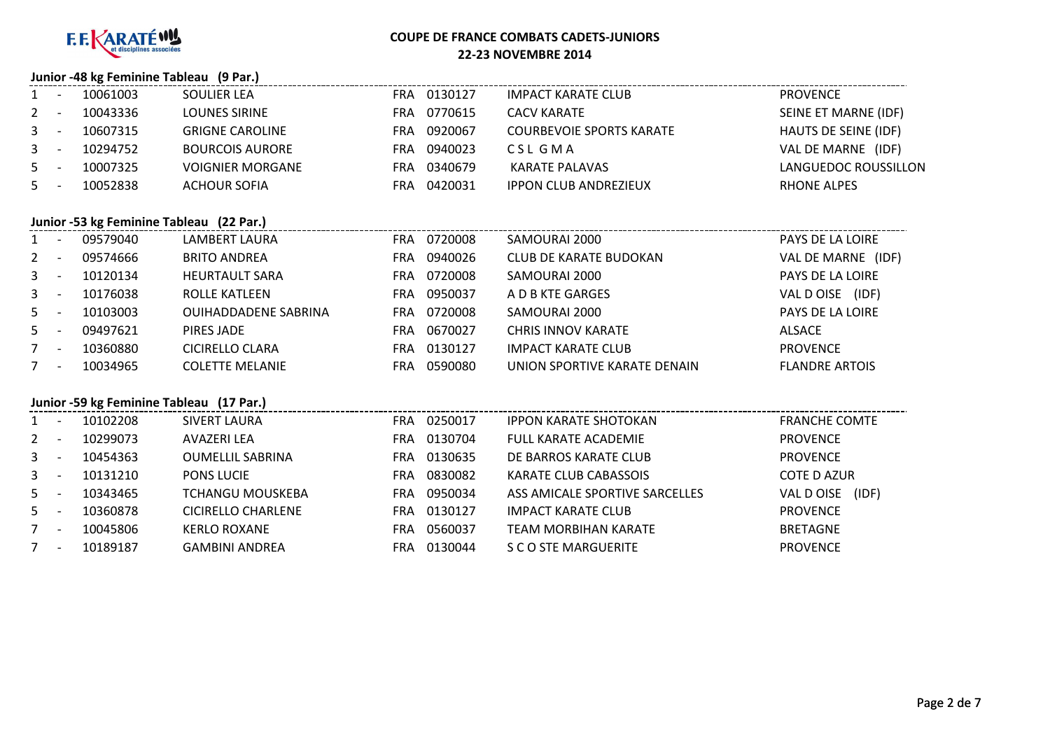**F.F. KARATÉ et disciplines associées**

**COUPE DE FRANCE COMBATS CADETS-JUNIORS**
**22-23 NOVEMBRE 2014**

### Junior -48 kg Feminine Tableau (9 Par.)

| | | | | | | | |
|---|---|---|---|---|---|---|---|
| 1 | - | 10061003 | SOULIER LEA | FRA | 0130127 | IMPACT KARATE CLUB | PROVENCE |
| 2 | - | 10043336 | LOUNES SIRINE | FRA | 0770615 | CACV KARATE | SEINE ET MARNE (IDF) |
| 3 | - | 10607315 | GRIGNE CAROLINE | FRA | 0920067 | COURBEVOIE SPORTS KARATE | HAUTS DE SEINE (IDF) |
| 3 | - | 10294752 | BOURCOIS AURORE | FRA | 0940023 | C S L G M A | VAL DE MARNE (IDF) |
| 5 | - | 10007325 | VOIGNIER MORGANE | FRA | 0340679 | KARATE PALAVAS | LANGUEDOC ROUSSILLON |
| 5 | - | 10052838 | ACHOUR SOFIA | FRA | 0420031 | IPPON CLUB ANDREZIEUX | RHONE ALPES |

### Junior -53 kg Feminine Tableau (22 Par.)

| | | | | | | | |
|---|---|---|---|---|---|---|---|
| 1 | - | 09579040 | LAMBERT LAURA | FRA | 0720008 | SAMOURAI 2000 | PAYS DE LA LOIRE |
| 2 | - | 09574666 | BRITO ANDREA | FRA | 0940026 | CLUB DE KARATE BUDOKAN | VAL DE MARNE (IDF) |
| 3 | - | 10120134 | HEURTAULT SARA | FRA | 0720008 | SAMOURAI 2000 | PAYS DE LA LOIRE |
| 3 | - | 10176038 | ROLLE KATLEEN | FRA | 0950037 | A D B KTE GARGES | VAL D OISE (IDF) |
| 5 | - | 10103003 | OUIHADDADENE SABRINA | FRA | 0720008 | SAMOURAI 2000 | PAYS DE LA LOIRE |
| 5 | - | 09497621 | PIRES JADE | FRA | 0670027 | CHRIS INNOV KARATE | ALSACE |
| 7 | - | 10360880 | CICIRELLO CLARA | FRA | 0130127 | IMPACT KARATE CLUB | PROVENCE |
| 7 | - | 10034965 | COLETTE MELANIE | FRA | 0590080 | UNION SPORTIVE KARATE DENAIN | FLANDRE ARTOIS |

### Junior -59 kg Feminine Tableau (17 Par.)

| | | | | | | | |
|---|---|---|---|---|---|---|---|
| 1 | - | 10102208 | SIVERT LAURA | FRA | 0250017 | IPPON KARATE SHOTOKAN | FRANCHE COMTE |
| 2 | - | 10299073 | AVAZERI LEA | FRA | 0130704 | FULL KARATE ACADEMIE | PROVENCE |
| 3 | - | 10454363 | OUMELLIL SABRINA | FRA | 0130635 | DE BARROS KARATE CLUB | PROVENCE |
| 3 | - | 10131210 | PONS LUCIE | FRA | 0830082 | KARATE CLUB CABASSOIS | COTE D AZUR |
| 5 | - | 10343465 | TCHANGU MOUSKEBA | FRA | 0950034 | ASS AMICALE SPORTIVE SARCELLES | VAL D OISE (IDF) |
| 5 | - | 10360878 | CICIRELLO CHARLENE | FRA | 0130127 | IMPACT KARATE CLUB | PROVENCE |
| 7 | - | 10045806 | KERLO ROXANE | FRA | 0560037 | TEAM MORBIHAN KARATE | BRETAGNE |
| 7 | - | 10189187 | GAMBINI ANDREA | FRA | 0130044 | S C O STE MARGUERITE | PROVENCE |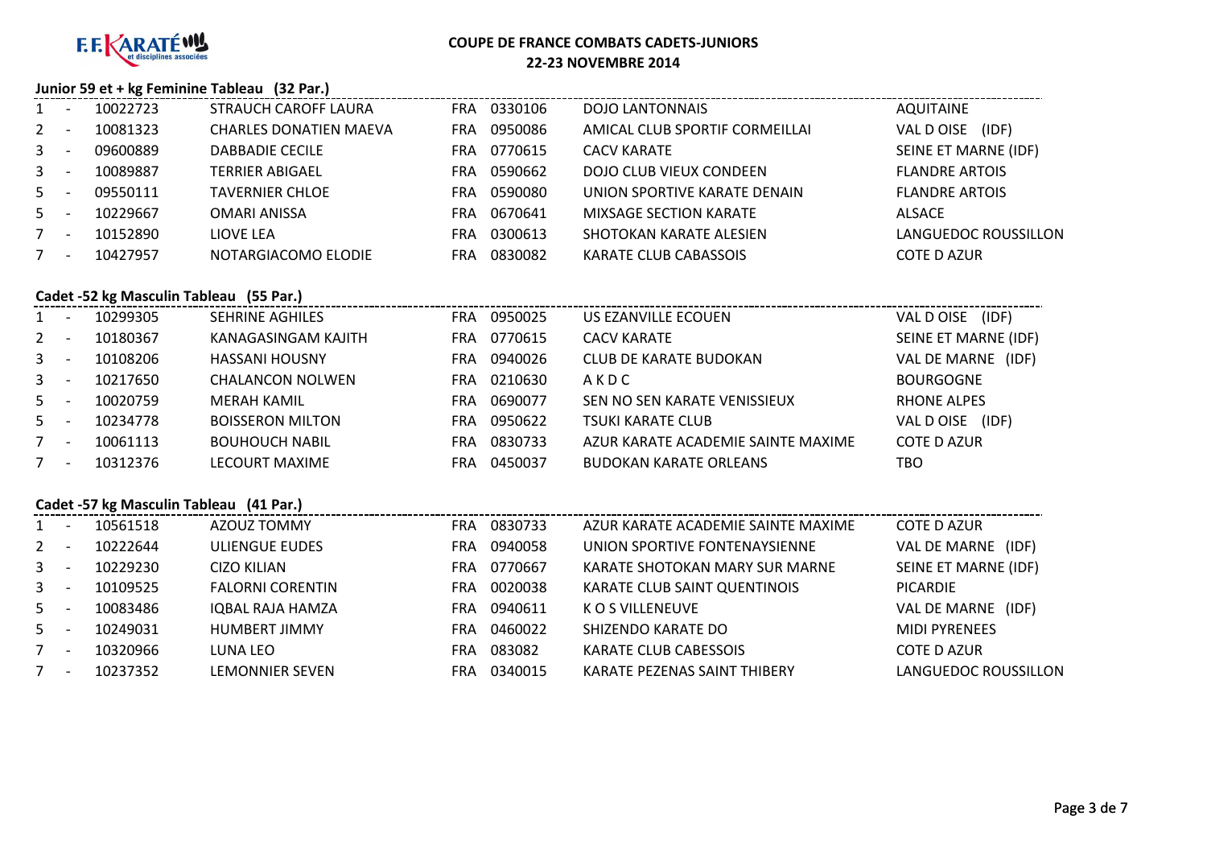**F.F.KARATÉ et disciplines associées**

## COUPE DE FRANCE COMBATS CADETS-JUNIORS
## 22-23 NOVEMBRE 2014

### Junior 59 et + kg Feminine Tableau (32 Par.)

| | | | | | | | |
|---|---|---|---|---|---|---|---|
| 1 | - | 10022723 | STRAUCH CAROFF LAURA | FRA | 0330106 | DOJO LANTONNAIS | AQUITAINE |
| 2 | - | 10081323 | CHARLES DONATIEN MAEVA | FRA | 0950086 | AMICAL CLUB SPORTIF CORMEILLAI | VAL D OISE (IDF) |
| 3 | - | 09600889 | DABBADIE CECILE | FRA | 0770615 | CACV KARATE | SEINE ET MARNE (IDF) |
| 3 | - | 10089887 | TERRIER ABIGAEL | FRA | 0590662 | DOJO CLUB VIEUX CONDEEN | FLANDRE ARTOIS |
| 5 | - | 09550111 | TAVERNIER CHLOE | FRA | 0590080 | UNION SPORTIVE KARATE DENAIN | FLANDRE ARTOIS |
| 5 | - | 10229667 | OMARI ANISSA | FRA | 0670641 | MIXSAGE SECTION KARATE | ALSACE |
| 7 | - | 10152890 | LIOVE LEA | FRA | 0300613 | SHOTOKAN KARATE ALESIEN | LANGUEDOC ROUSSILLON |
| 7 | - | 10427957 | NOTARGIACOMO ELODIE | FRA | 0830082 | KARATE CLUB CABASSOIS | COTE D AZUR |

### Cadet -52 kg Masculin Tableau (55 Par.)

| | | | | | | | |
|---|---|---|---|---|---|---|---|
| 1 | - | 10299305 | SEHRINE AGHILES | FRA | 0950025 | US EZANVILLE ECOUEN | VAL D OISE (IDF) |
| 2 | - | 10180367 | KANAGASINGAM KAJITH | FRA | 0770615 | CACV KARATE | SEINE ET MARNE (IDF) |
| 3 | - | 10108206 | HASSANI HOUSNY | FRA | 0940026 | CLUB DE KARATE BUDOKAN | VAL DE MARNE (IDF) |
| 3 | - | 10217650 | CHALANCON NOLWEN | FRA | 0210630 | A K D C | BOURGOGNE |
| 5 | - | 10020759 | MERAH KAMIL | FRA | 0690077 | SEN NO SEN KARATE VENISSIEUX | RHONE ALPES |
| 5 | - | 10234778 | BOISSERON MILTON | FRA | 0950622 | TSUKI KARATE CLUB | VAL D OISE (IDF) |
| 7 | - | 10061113 | BOUHOUCH NABIL | FRA | 0830733 | AZUR KARATE ACADEMIE SAINTE MAXIME | COTE D AZUR |
| 7 | - | 10312376 | LECOURT MAXIME | FRA | 0450037 | BUDOKAN KARATE ORLEANS | TBO |

### Cadet -57 kg Masculin Tableau (41 Par.)

| | | | | | | | |
|---|---|---|---|---|---|---|---|
| 1 | - | 10561518 | AZOUZ TOMMY | FRA | 0830733 | AZUR KARATE ACADEMIE SAINTE MAXIME | COTE D AZUR |
| 2 | - | 10222644 | ULIENGUE EUDES | FRA | 0940058 | UNION SPORTIVE FONTENAYSIENNE | VAL DE MARNE (IDF) |
| 3 | - | 10229230 | CIZO KILIAN | FRA | 0770667 | KARATE SHOTOKAN MARY SUR MARNE | SEINE ET MARNE (IDF) |
| 3 | - | 10109525 | FALORNI CORENTIN | FRA | 0020038 | KARATE CLUB SAINT QUENTINOIS | PICARDIE |
| 5 | - | 10083486 | IQBAL RAJA HAMZA | FRA | 0940611 | K O S VILLENEUVE | VAL DE MARNE (IDF) |
| 5 | - | 10249031 | HUMBERT JIMMY | FRA | 0460022 | SHIZENDO KARATE DO | MIDI PYRENEES |
| 7 | - | 10320966 | LUNA LEO | FRA | 083082 | KARATE CLUB CABESSOIS | COTE D AZUR |
| 7 | - | 10237352 | LEMONNIER SEVEN | FRA | 0340015 | KARATE PEZENAS SAINT THIBERY | LANGUEDOC ROUSSILLON |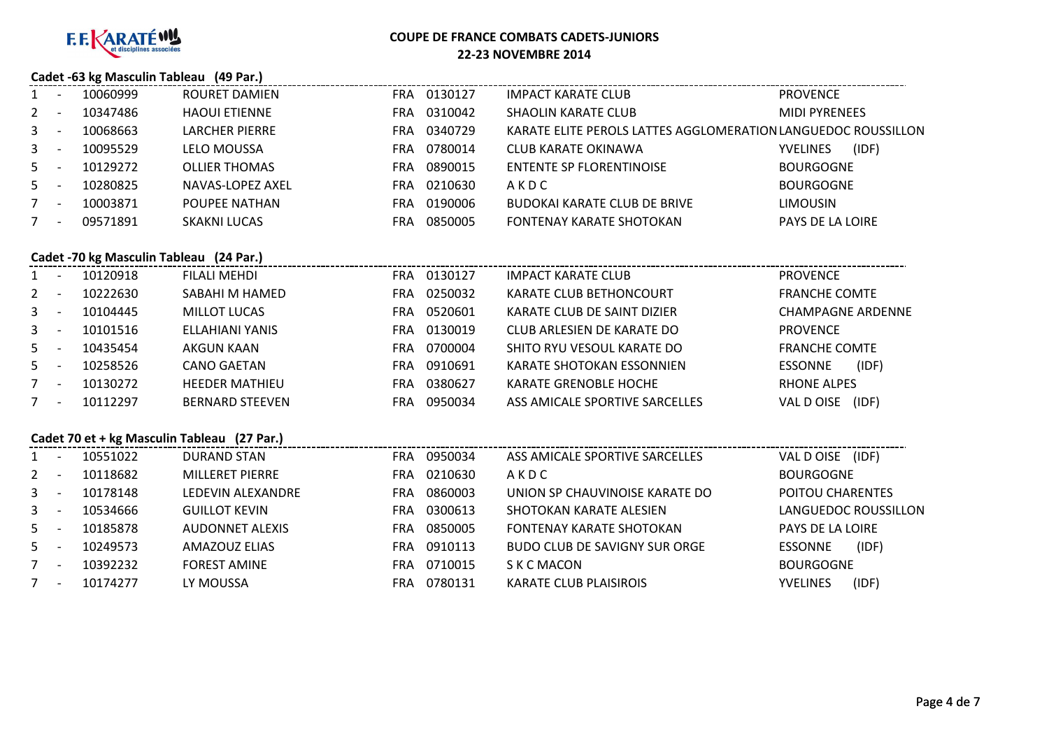F.F. KARATÉ et disciplines associées

**COUPE DE FRANCE COMBATS CADETS-JUNIORS**
**22-23 NOVEMBRE 2014**

### Cadet -63 kg Masculin Tableau (49 Par.)

| | | | | | | | |
|---|---|---|---|---|---|---|---|
| 1 - | 10060999 | ROURET DAMIEN | FRA | 0130127 | IMPACT KARATE CLUB | PROVENCE | |
| 2 - | 10347486 | HAOUI ETIENNE | FRA | 0310042 | SHAOLIN KARATE CLUB | MIDI PYRENEES | |
| 3 - | 10068663 | LARCHER PIERRE | FRA | 0340729 | KARATE ELITE PEROLS LATTES AGGLOMERATION | LANGUEDOC ROUSSILLON | |
| 3 - | 10095529 | LELO MOUSSA | FRA | 0780014 | CLUB KARATE OKINAWA | YVELINES | (IDF) |
| 5 - | 10129272 | OLLIER THOMAS | FRA | 0890015 | ENTENTE SP FLORENTINOISE | BOURGOGNE | |
| 5 - | 10280825 | NAVAS-LOPEZ AXEL | FRA | 0210630 | A K D C | BOURGOGNE | |
| 7 - | 10003871 | POUPEE NATHAN | FRA | 0190006 | BUDOKAI KARATE CLUB DE BRIVE | LIMOUSIN | |
| 7 - | 09571891 | SKAKNI LUCAS | FRA | 0850005 | FONTENAY KARATE SHOTOKAN | PAYS DE LA LOIRE | |

### Cadet -70 kg Masculin Tableau (24 Par.)

| | | | | | | | |
|---|---|---|---|---|---|---|---|
| 1 - | 10120918 | FILALI MEHDI | FRA | 0130127 | IMPACT KARATE CLUB | PROVENCE | |
| 2 - | 10222630 | SABAHI M HAMED | FRA | 0250032 | KARATE CLUB BETHONCOURT | FRANCHE COMTE | |
| 3 - | 10104445 | MILLOT LUCAS | FRA | 0520601 | KARATE CLUB DE SAINT DIZIER | CHAMPAGNE ARDENNE | |
| 3 - | 10101516 | ELLAHIANI YANIS | FRA | 0130019 | CLUB ARLESIEN DE KARATE DO | PROVENCE | |
| 5 - | 10435454 | AKGUN KAAN | FRA | 0700004 | SHITO RYU VESOUL KARATE DO | FRANCHE COMTE | |
| 5 - | 10258526 | CANO GAETAN | FRA | 0910691 | KARATE SHOTOKAN ESSONNIEN | ESSONNE | (IDF) |
| 7 - | 10130272 | HEEDER MATHIEU | FRA | 0380627 | KARATE GRENOBLE HOCHE | RHONE ALPES | |
| 7 - | 10112297 | BERNARD STEEVEN | FRA | 0950034 | ASS AMICALE SPORTIVE SARCELLES | VAL D OISE | (IDF) |

### Cadet 70 et + kg Masculin Tableau (27 Par.)

| | | | | | | | |
|---|---|---|---|---|---|---|---|
| 1 - | 10551022 | DURAND STAN | FRA | 0950034 | ASS AMICALE SPORTIVE SARCELLES | VAL D OISE | (IDF) |
| 2 - | 10118682 | MILLERET PIERRE | FRA | 0210630 | A K D C | BOURGOGNE | |
| 3 - | 10178148 | LEDEVIN ALEXANDRE | FRA | 0860003 | UNION SP CHAUVINOISE KARATE DO | POITOU CHARENTES | |
| 3 - | 10534666 | GUILLOT KEVIN | FRA | 0300613 | SHOTOKAN KARATE ALESIEN | LANGUEDOC ROUSSILLON | |
| 5 - | 10185878 | AUDONNET ALEXIS | FRA | 0850005 | FONTENAY KARATE SHOTOKAN | PAYS DE LA LOIRE | |
| 5 - | 10249573 | AMAZOUZ ELIAS | FRA | 0910113 | BUDO CLUB DE SAVIGNY SUR ORGE | ESSONNE | (IDF) |
| 7 - | 10392232 | FOREST AMINE | FRA | 0710015 | S K C MACON | BOURGOGNE | |
| 7 - | 10174277 | LY MOUSSA | FRA | 0780131 | KARATE CLUB PLAISIROIS | YVELINES | (IDF) |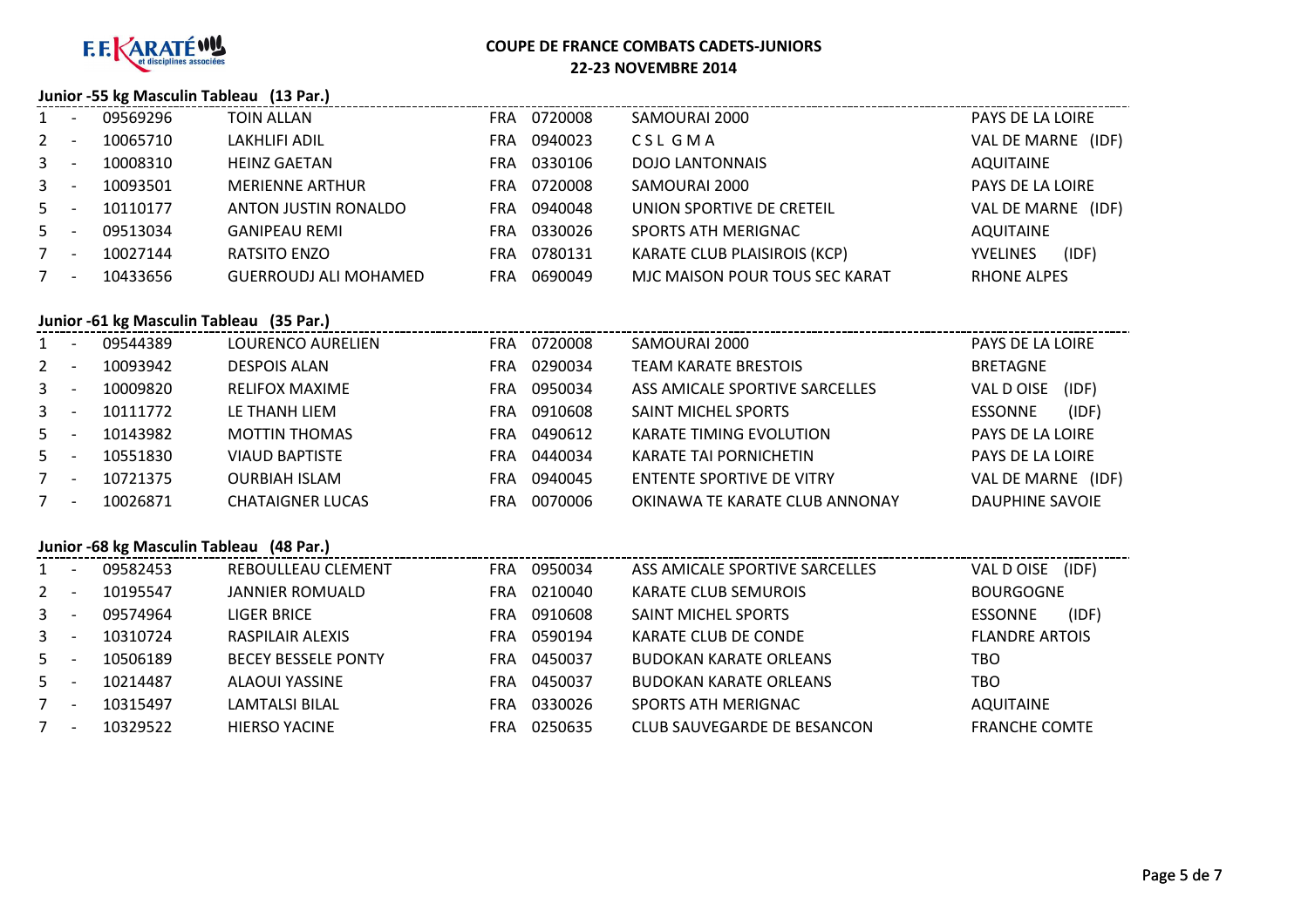**COUPE DE FRANCE COMBATS CADETS-JUNIORS**

**22-23 NOVEMBRE 2014**

### Junior -55 kg Masculin Tableau (13 Par.)

| Rang | | Licence | Nom | Pays | Club N° | Club | Ligue |
|---|---|---|---|---|---|---|---|
| 1 | - | 09569296 | TOIN ALLAN | FRA | 0720008 | SAMOURAI 2000 | PAYS DE LA LOIRE |
| 2 | - | 10065710 | LAKHLIFI ADIL | FRA | 0940023 | C S L G M A | VAL DE MARNE (IDF) |
| 3 | - | 10008310 | HEINZ GAETAN | FRA | 0330106 | DOJO LANTONNAIS | AQUITAINE |
| 3 | - | 10093501 | MERIENNE ARTHUR | FRA | 0720008 | SAMOURAI 2000 | PAYS DE LA LOIRE |
| 5 | - | 10110177 | ANTON JUSTIN RONALDO | FRA | 0940048 | UNION SPORTIVE DE CRETEIL | VAL DE MARNE (IDF) |
| 5 | - | 09513034 | GANIPEAU REMI | FRA | 0330026 | SPORTS ATH MERIGNAC | AQUITAINE |
| 7 | - | 10027144 | RATSITO ENZO | FRA | 0780131 | KARATE CLUB PLAISIROIS (KCP) | YVELINES (IDF) |
| 7 | - | 10433656 | GUERROUDJ ALI MOHAMED | FRA | 0690049 | MJC MAISON POUR TOUS SEC KARAT | RHONE ALPES |

### Junior -61 kg Masculin Tableau (35 Par.)

| Rang | | Licence | Nom | Pays | Club N° | Club | Ligue |
|---|---|---|---|---|---|---|---|
| 1 | - | 09544389 | LOURENCO AURELIEN | FRA | 0720008 | SAMOURAI 2000 | PAYS DE LA LOIRE |
| 2 | - | 10093942 | DESPOIS ALAN | FRA | 0290034 | TEAM KARATE BRESTOIS | BRETAGNE |
| 3 | - | 10009820 | RELIFOX MAXIME | FRA | 0950034 | ASS AMICALE SPORTIVE SARCELLES | VAL D OISE (IDF) |
| 3 | - | 10111772 | LE THANH LIEM | FRA | 0910608 | SAINT MICHEL SPORTS | ESSONNE (IDF) |
| 5 | - | 10143982 | MOTTIN THOMAS | FRA | 0490612 | KARATE TIMING EVOLUTION | PAYS DE LA LOIRE |
| 5 | - | 10551830 | VIAUD BAPTISTE | FRA | 0440034 | KARATE TAI PORNICHETIN | PAYS DE LA LOIRE |
| 7 | - | 10721375 | OURBIAH ISLAM | FRA | 0940045 | ENTENTE SPORTIVE DE VITRY | VAL DE MARNE (IDF) |
| 7 | - | 10026871 | CHATAIGNER LUCAS | FRA | 0070006 | OKINAWA TE KARATE CLUB ANNONAY | DAUPHINE SAVOIE |

### Junior -68 kg Masculin Tableau (48 Par.)

| Rang | | Licence | Nom | Pays | Club N° | Club | Ligue |
|---|---|---|---|---|---|---|---|
| 1 | - | 09582453 | REBOULLEAU CLEMENT | FRA | 0950034 | ASS AMICALE SPORTIVE SARCELLES | VAL D OISE (IDF) |
| 2 | - | 10195547 | JANNIER ROMUALD | FRA | 0210040 | KARATE CLUB SEMUROIS | BOURGOGNE |
| 3 | - | 09574964 | LIGER BRICE | FRA | 0910608 | SAINT MICHEL SPORTS | ESSONNE (IDF) |
| 3 | - | 10310724 | RASPILAIR ALEXIS | FRA | 0590194 | KARATE CLUB DE CONDE | FLANDRE ARTOIS |
| 5 | - | 10506189 | BECEY BESSELE PONTY | FRA | 0450037 | BUDOKAN KARATE ORLEANS | TBO |
| 5 | - | 10214487 | ALAOUI YASSINE | FRA | 0450037 | BUDOKAN KARATE ORLEANS | TBO |
| 7 | - | 10315497 | LAMTALSI BILAL | FRA | 0330026 | SPORTS ATH MERIGNAC | AQUITAINE |
| 7 | - | 10329522 | HIERSO YACINE | FRA | 0250635 | CLUB SAUVEGARDE DE BESANCON | FRANCHE COMTE |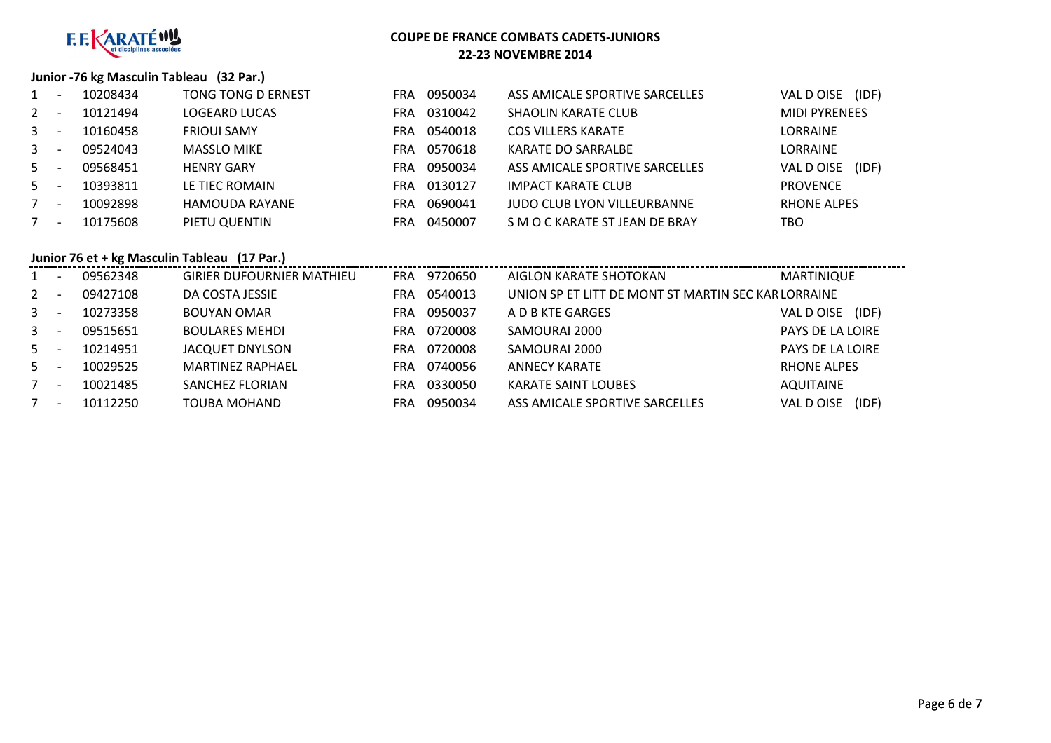F.F. KARATÉ et disciplines associées

**COUPE DE FRANCE COMBATS CADETS-JUNIORS**
**22-23 NOVEMBRE 2014**

### Junior -76 kg Masculin Tableau (32 Par.)

| | | | | | | | |
|---|---|---|---|---|---|---|---|
| 1 | - | 10208434 | TONG TONG D ERNEST | FRA | 0950034 | ASS AMICALE SPORTIVE SARCELLES | VAL D OISE (IDF) |
| 2 | - | 10121494 | LOGEARD LUCAS | FRA | 0310042 | SHAOLIN KARATE CLUB | MIDI PYRENEES |
| 3 | - | 10160458 | FRIOUI SAMY | FRA | 0540018 | COS VILLERS KARATE | LORRAINE |
| 3 | - | 09524043 | MASSLO MIKE | FRA | 0570618 | KARATE DO SARRALBE | LORRAINE |
| 5 | - | 09568451 | HENRY GARY | FRA | 0950034 | ASS AMICALE SPORTIVE SARCELLES | VAL D OISE (IDF) |
| 5 | - | 10393811 | LE TIEC ROMAIN | FRA | 0130127 | IMPACT KARATE CLUB | PROVENCE |
| 7 | - | 10092898 | HAMOUDA RAYANE | FRA | 0690041 | JUDO CLUB LYON VILLEURBANNE | RHONE ALPES |
| 7 | - | 10175608 | PIETU QUENTIN | FRA | 0450007 | S M O C KARATE ST JEAN DE BRAY | TBO |

### Junior 76 et + kg Masculin Tableau (17 Par.)

| | | | | | | | |
|---|---|---|---|---|---|---|---|
| 1 | - | 09562348 | GIRIER DUFOURNIER MATHIEU | FRA | 9720650 | AIGLON KARATE SHOTOKAN | MARTINIQUE |
| 2 | - | 09427108 | DA COSTA JESSIE | FRA | 0540013 | UNION SP ET LITT DE MONT ST MARTIN SEC KAR | LORRAINE |
| 3 | - | 10273358 | BOUYAN OMAR | FRA | 0950037 | A D B KTE GARGES | VAL D OISE (IDF) |
| 3 | - | 09515651 | BOULARES MEHDI | FRA | 0720008 | SAMOURAI 2000 | PAYS DE LA LOIRE |
| 5 | - | 10214951 | JACQUET DNYLSON | FRA | 0720008 | SAMOURAI 2000 | PAYS DE LA LOIRE |
| 5 | - | 10029525 | MARTINEZ RAPHAEL | FRA | 0740056 | ANNECY KARATE | RHONE ALPES |
| 7 | - | 10021485 | SANCHEZ FLORIAN | FRA | 0330050 | KARATE SAINT LOUBES | AQUITAINE |
| 7 | - | 10112250 | TOUBA MOHAND | FRA | 0950034 | ASS AMICALE SPORTIVE SARCELLES | VAL D OISE (IDF) |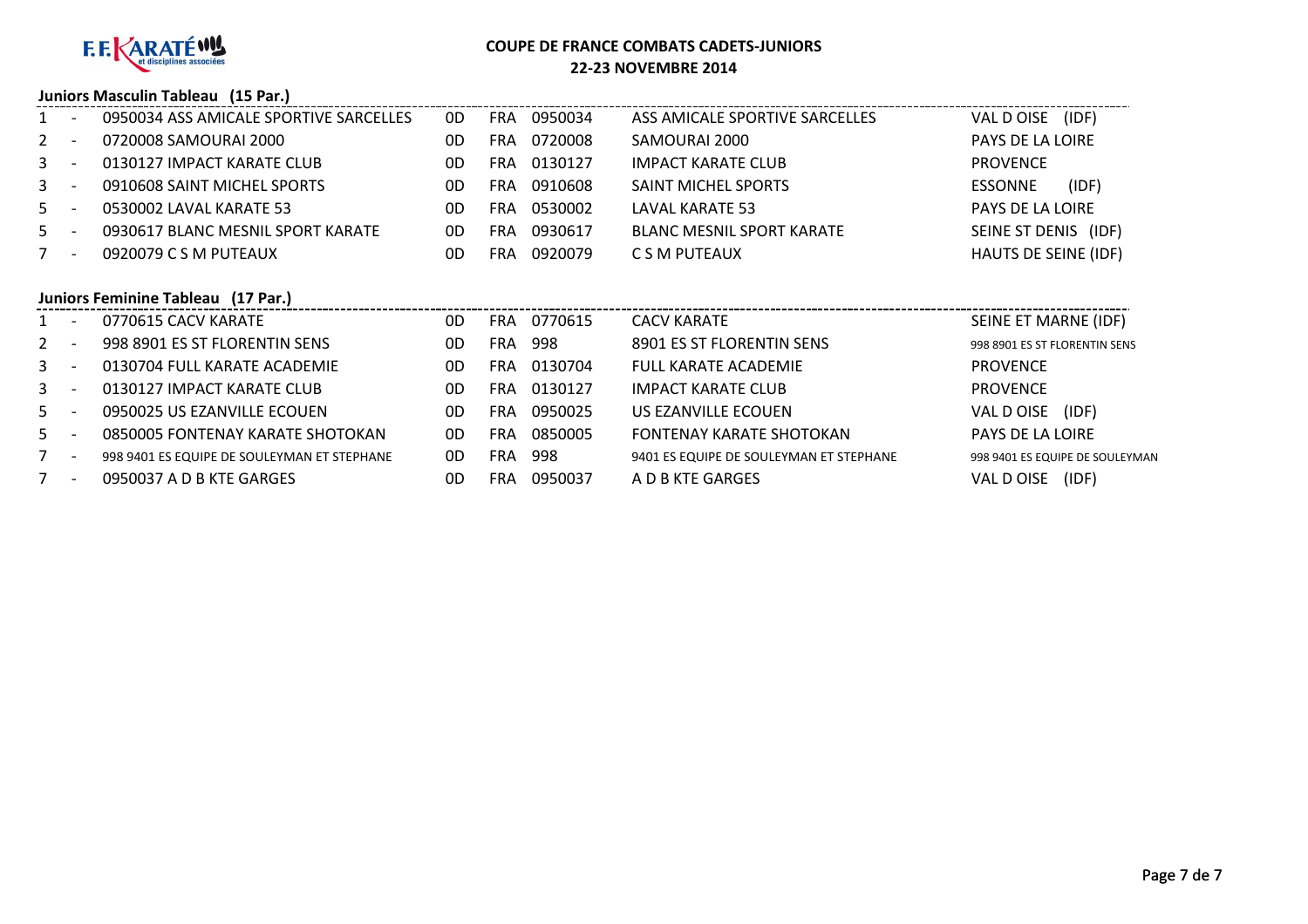COUPE DE FRANCE COMBATS CADETS-JUNIORS

22-23 NOVEMBRE 2014

### Juniors Masculin Tableau (15 Par.)

| | | | | | | | | |
|---|---|---|---|---|---|---|---|---|
| 1 | - | 0950034 ASS AMICALE SPORTIVE SARCELLES | 0D | FRA | 0950034 | ASS AMICALE SPORTIVE SARCELLES | VAL D OISE (IDF) |
| 2 | - | 0720008 SAMOURAI 2000 | 0D | FRA | 0720008 | SAMOURAI 2000 | PAYS DE LA LOIRE |
| 3 | - | 0130127 IMPACT KARATE CLUB | 0D | FRA | 0130127 | IMPACT KARATE CLUB | PROVENCE |
| 3 | - | 0910608 SAINT MICHEL SPORTS | 0D | FRA | 0910608 | SAINT MICHEL SPORTS | ESSONNE (IDF) |
| 5 | - | 0530002 LAVAL KARATE 53 | 0D | FRA | 0530002 | LAVAL KARATE 53 | PAYS DE LA LOIRE |
| 5 | - | 0930617 BLANC MESNIL SPORT KARATE | 0D | FRA | 0930617 | BLANC MESNIL SPORT KARATE | SEINE ST DENIS (IDF) |
| 7 | - | 0920079 C S M PUTEAUX | 0D | FRA | 0920079 | C S M PUTEAUX | HAUTS DE SEINE (IDF) |

### Juniors Feminine Tableau (17 Par.)

| | | | | | | | |
|---|---|---|---|---|---|---|---|
| 1 | - | 0770615 CACV KARATE | 0D | FRA | 0770615 | CACV KARATE | SEINE ET MARNE (IDF) |
| 2 | - | 998 8901 ES ST FLORENTIN SENS | 0D | FRA | 998 | 8901 ES ST FLORENTIN SENS | 998 8901 ES ST FLORENTIN SENS |
| 3 | - | 0130704 FULL KARATE ACADEMIE | 0D | FRA | 0130704 | FULL KARATE ACADEMIE | PROVENCE |
| 3 | - | 0130127 IMPACT KARATE CLUB | 0D | FRA | 0130127 | IMPACT KARATE CLUB | PROVENCE |
| 5 | - | 0950025 US EZANVILLE ECOUEN | 0D | FRA | 0950025 | US EZANVILLE ECOUEN | VAL D OISE (IDF) |
| 5 | - | 0850005 FONTENAY KARATE SHOTOKAN | 0D | FRA | 0850005 | FONTENAY KARATE SHOTOKAN | PAYS DE LA LOIRE |
| 7 | - | 998 9401 ES EQUIPE DE SOULEYMAN ET STEPHANE | 0D | FRA | 998 | 9401 ES EQUIPE DE SOULEYMAN ET STEPHANE | 998 9401 ES EQUIPE DE SOULEYMAN |
| 7 | - | 0950037 A D B KTE GARGES | 0D | FRA | 0950037 | A D B KTE GARGES | VAL D OISE (IDF) |